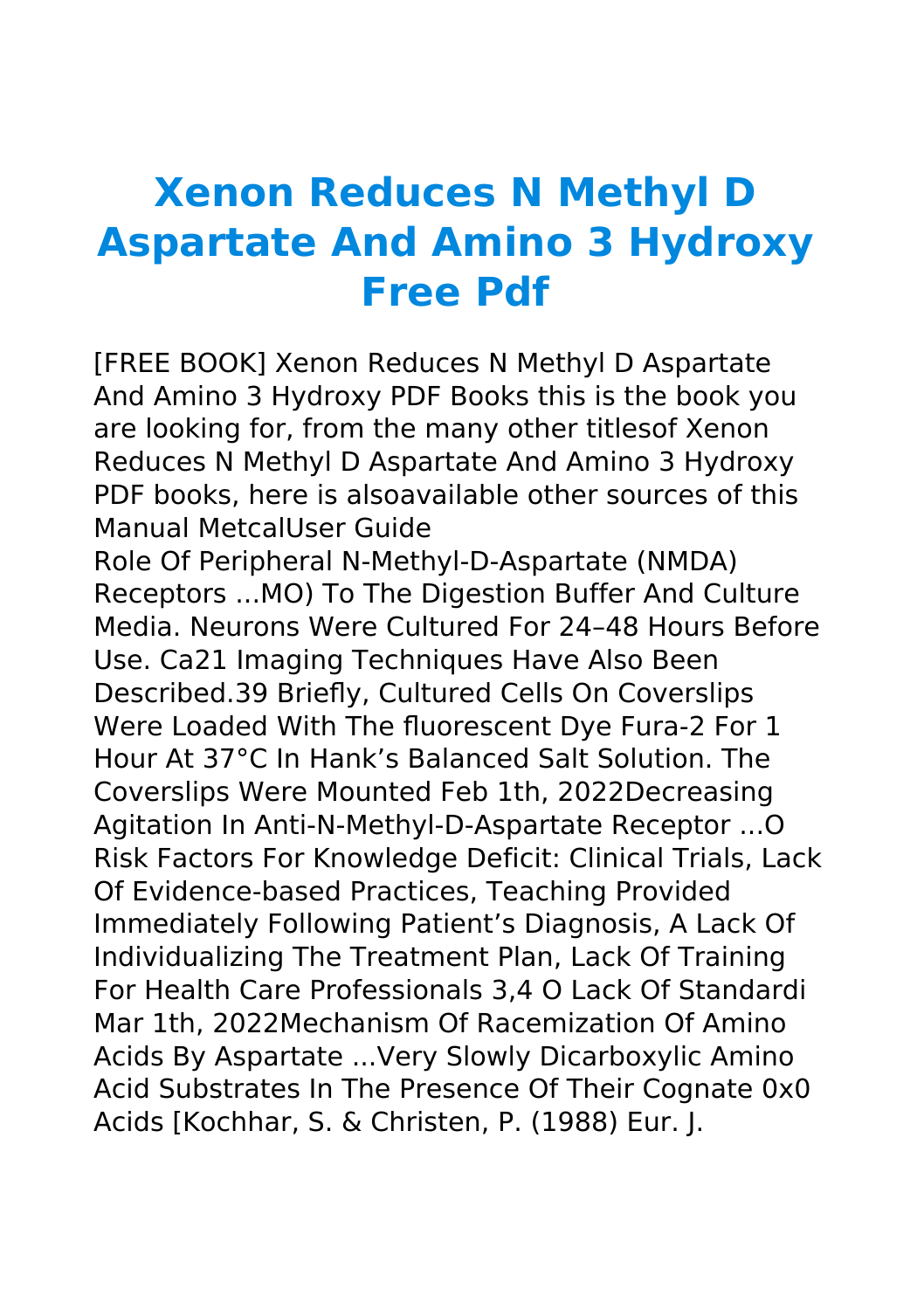# Xenon Reduces N Methyl D Aspartate And Amino 3 Hydroxy Free Pdf

[FREE BOOK] Xenon Reduces N Methyl D Aspartate And Amino 3 Hydroxy PDF Books this is the book you are looking for, from the many other titlesof Xenon Reduces N Methyl D Aspartate And Amino 3 Hydroxy PDF books, here is alsoavailable other sources of this Manual MetcalUser Guide

Role Of Peripheral N-Methyl-D-Aspartate (NMDA) Receptors ...MO) To The Digestion Buffer And Culture Media. Neurons Were Cultured For 24–48 Hours Before Use. Ca21 Imaging Techniques Have Also Been Described.39 Briefly, Cultured Cells On Coverslips Were Loaded With The fluorescent Dye Fura-2 For 1 Hour At 37°C In Hank's Balanced Salt Solution. The Coverslips Were Mounted Feb 1th, 2022Decreasing Agitation In Anti-N-Methyl-D-Aspartate Receptor ...O Risk Factors For Knowledge Deficit: Clinical Trials, Lack Of Evidence-based Practices, Teaching Provided Immediately Following Patient's Diagnosis, A Lack Of Individualizing The Treatment Plan, Lack Of Training For Health Care Professionals 3,4 O Lack Of Standardi Mar 1th, 2022Mechanism Of Racemization Of Amino Acids By Aspartate ...Very Slowly Dicarboxylic Amino Acid Substrates In The Presence Of Their Cognate 0x0 Acids [Kochhar, S. & Christen, P. (1988) Eur. J.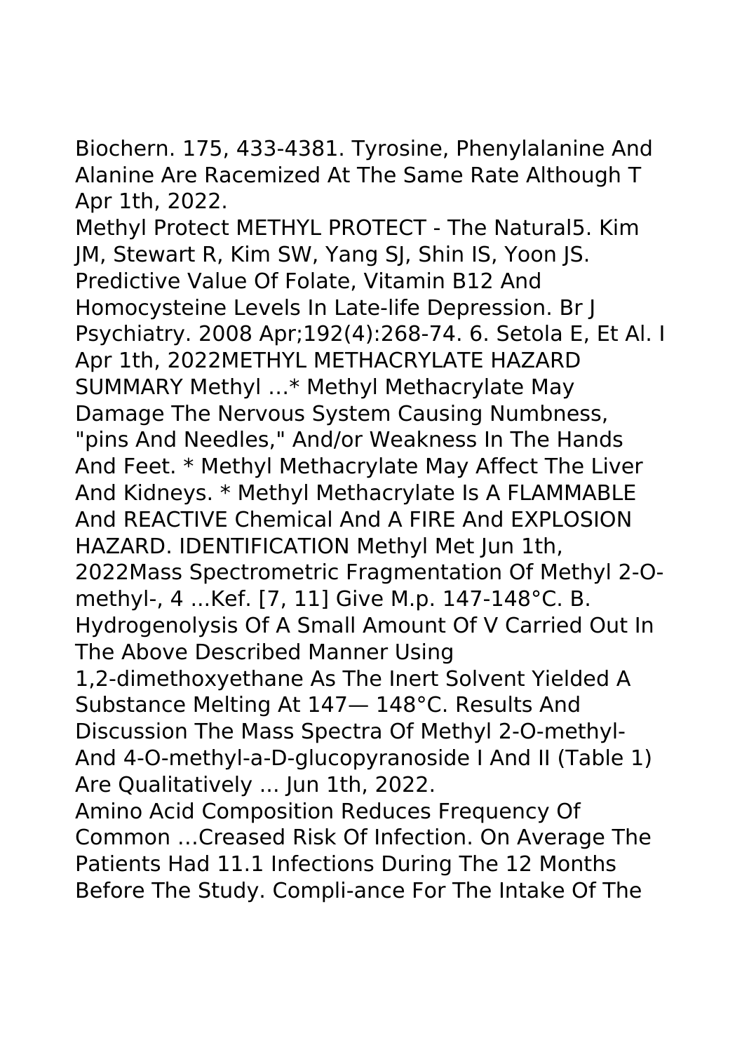Biochern. 175, 433-4381. Tyrosine, Phenylalanine And Alanine Are Racemized At The Same Rate Although T Apr 1th, 2022.

Methyl Protect METHYL PROTECT - The Natural5. Kim JM, Stewart R, Kim SW, Yang SJ, Shin IS, Yoon JS. Predictive Value Of Folate, Vitamin B12 And Homocysteine Levels In Late-life Depression. Br J Psychiatry. 2008 Apr;192(4):268-74. 6. Setola E, Et Al. I Apr 1th, 2022METHYL METHACRYLATE HAZARD SUMMARY Methyl …* Methyl Methacrylate May Damage The Nervous System Causing Numbness, "pins And Needles," And/or Weakness In The Hands And Feet. * Methyl Methacrylate May Affect The Liver And Kidneys. * Methyl Methacrylate Is A FLAMMABLE And REACTIVE Chemical And A FIRE And EXPLOSION HAZARD. IDENTIFICATION Methyl Met Jun 1th, 2022Mass Spectrometric Fragmentation Of Methyl 2-O-methyl-, 4 ...Kef. [7, 11] Give M.p. 147-148°C. B. Hydrogenolysis Of A Small Amount Of V Carried Out In The Above Described Manner Using 1,2-dimethoxyethane As The Inert Solvent Yielded A Substance Melting At 147— 148°C. Results And Discussion The Mass Spectra Of Methyl 2-O-methyl- And 4-O-methyl-a-D-glucopyranoside I And II (Table 1) Are Qualitatively ... Jun 1th, 2022.

Amino Acid Composition Reduces Frequency Of Common …Creased Risk Of Infection. On Average The Patients Had 11.1 Infections During The 12 Months Before The Study. Compli-ance For The Intake Of The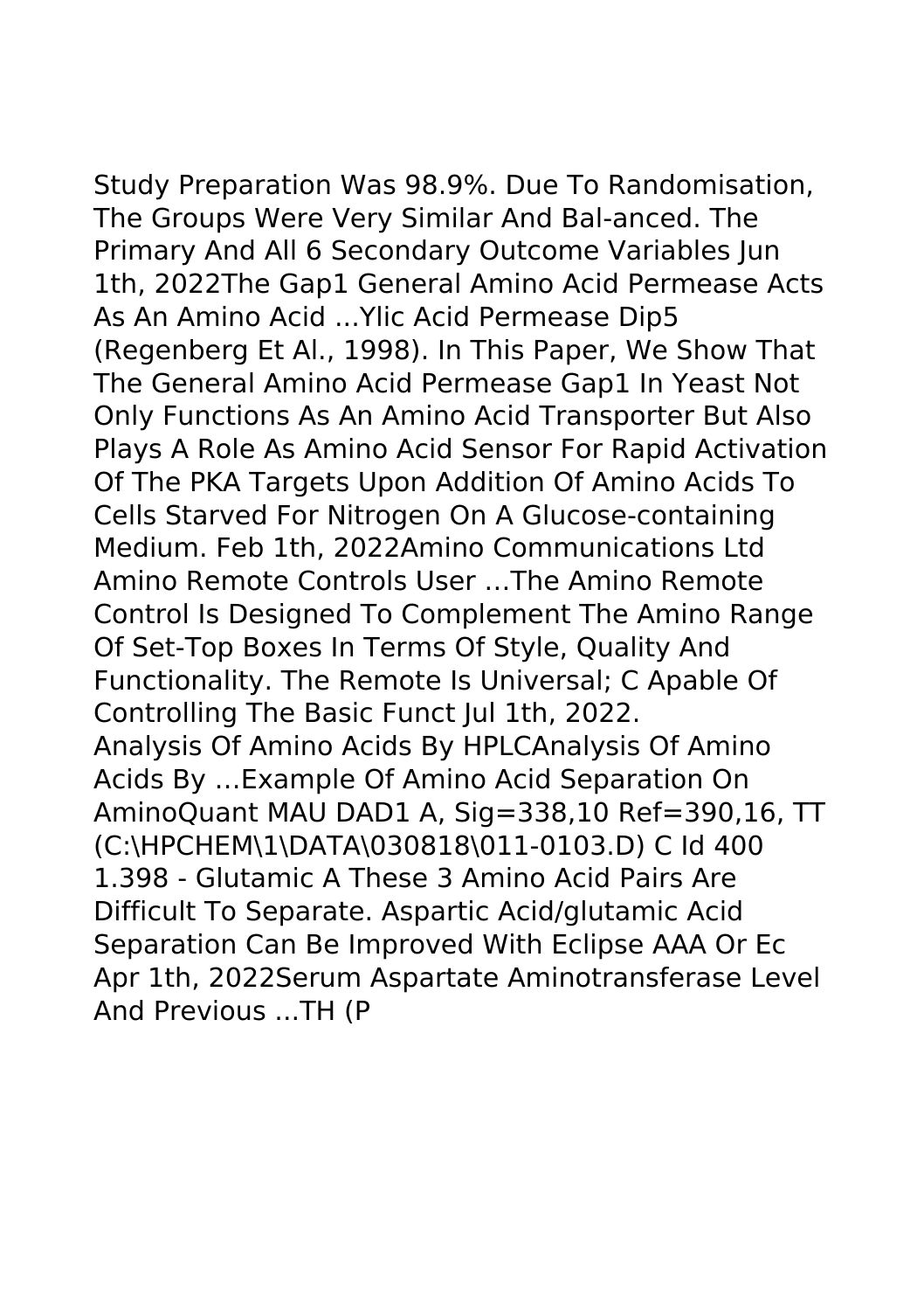Study Preparation Was 98.9%. Due To Randomisation, The Groups Were Very Similar And Bal-anced. The Primary And All 6 Secondary Outcome Variables Jun 1th, 2022The Gap1 General Amino Acid Permease Acts As An Amino Acid ...Ylic Acid Permease Dip5 (Regenberg Et Al., 1998). In This Paper, We Show That The General Amino Acid Permease Gap1 In Yeast Not Only Functions As An Amino Acid Transporter But Also Plays A Role As Amino Acid Sensor For Rapid Activation Of The PKA Targets Upon Addition Of Amino Acids To Cells Starved For Nitrogen On A Glucose-containing Medium. Feb 1th, 2022Amino Communications Ltd Amino Remote Controls User …The Amino Remote Control Is Designed To Complement The Amino Range Of Set-Top Boxes In Terms Of Style, Quality And Functionality. The Remote Is Universal; C Apable Of Controlling The Basic Funct Jul 1th, 2022.

Analysis Of Amino Acids By HPLCAnalysis Of Amino Acids By …Example Of Amino Acid Separation On AminoQuant MAU DAD1 A, Sig=338,10 Ref=390,16, TT (C:\HPCHEM\1\DATA\030818\011-0103.D) C Id 400 1.398 - Glutamic A These 3 Amino Acid Pairs Are Difficult To Separate. Aspartic Acid/glutamic Acid Separation Can Be Improved With Eclipse AAA Or Ec Apr 1th, 2022Serum Aspartate Aminotransferase Level And Previous ...TH (P